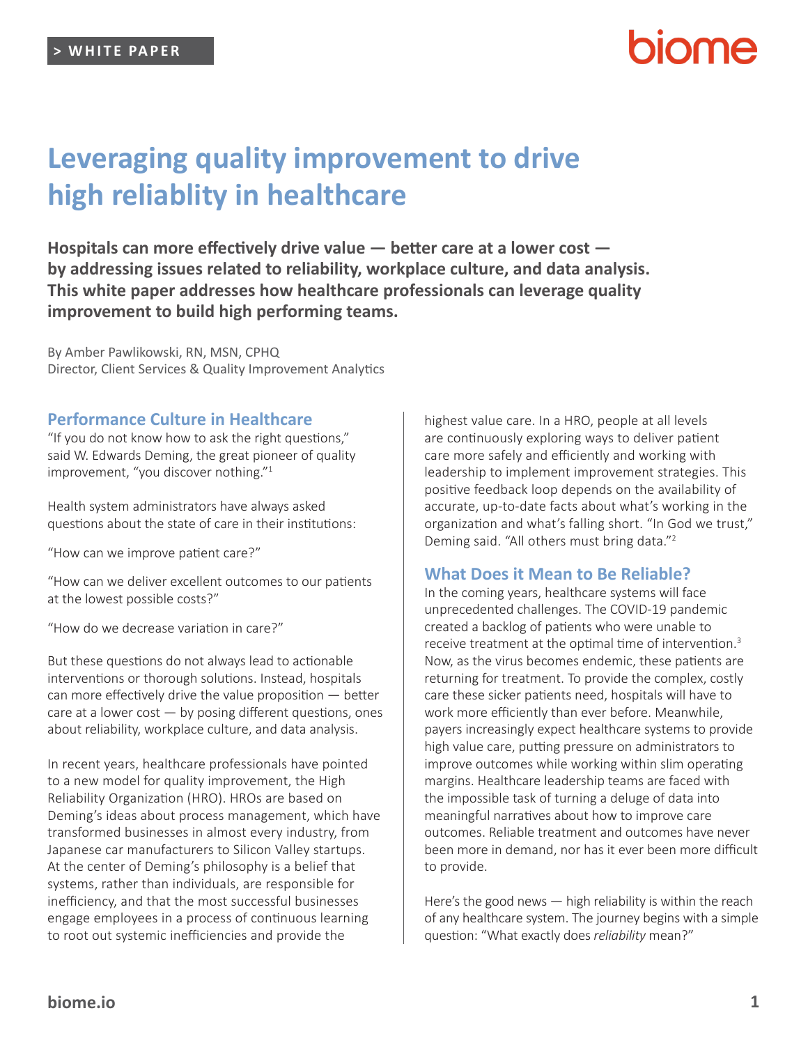> WHITE PAPER

# Leveraging quality improvement to drive high reliablity in healthcare

**Hospitals can more effectively drive value — better care at a lower cost — by addressing issues related to reliability, workplace culture, and data analysis. This white paper addresses how healthcare professionals can leverage quality improvement to build high performing teams.**

By Amber Pawlikowski, RN, MSN, CPHQ
Director, Client Services & Quality Improvement Analytics

## Performance Culture in Healthcare

"If you do not know how to ask the right questions," said W. Edwards Deming, the great pioneer of quality improvement, "you discover nothing."[1]

Health system administrators have always asked questions about the state of care in their institutions:

"How can we improve patient care?"

"How can we deliver excellent outcomes to our patients at the lowest possible costs?"

"How do we decrease variation in care?"

But these questions do not always lead to actionable interventions or thorough solutions. Instead, hospitals can more effectively drive the value proposition — better care at a lower cost — by posing different questions, ones about reliability, workplace culture, and data analysis.

In recent years, healthcare professionals have pointed to a new model for quality improvement, the High Reliability Organization (HRO). HROs are based on Deming's ideas about process management, which have transformed businesses in almost every industry, from Japanese car manufacturers to Silicon Valley startups. At the center of Deming's philosophy is a belief that systems, rather than individuals, are responsible for inefficiency, and that the most successful businesses engage employees in a process of continuous learning to root out systemic inefficiencies and provide the highest value care. In a HRO, people at all levels are continuously exploring ways to deliver patient care more safely and efficiently and working with leadership to implement improvement strategies. This positive feedback loop depends on the availability of accurate, up-to-date facts about what's working in the organization and what's falling short. "In God we trust," Deming said. "All others must bring data."[2]

## What Does it Mean to Be Reliable?

In the coming years, healthcare systems will face unprecedented challenges. The COVID-19 pandemic created a backlog of patients who were unable to receive treatment at the optimal time of intervention.[3] Now, as the virus becomes endemic, these patients are returning for treatment. To provide the complex, costly care these sicker patients need, hospitals will have to work more efficiently than ever before. Meanwhile, payers increasingly expect healthcare systems to provide high value care, putting pressure on administrators to improve outcomes while working within slim operating margins. Healthcare leadership teams are faced with the impossible task of turning a deluge of data into meaningful narratives about how to improve care outcomes. Reliable treatment and outcomes have never been more in demand, nor has it ever been more difficult to provide.

Here's the good news — high reliability is within the reach of any healthcare system. The journey begins with a simple question: "What exactly does *reliability* mean?"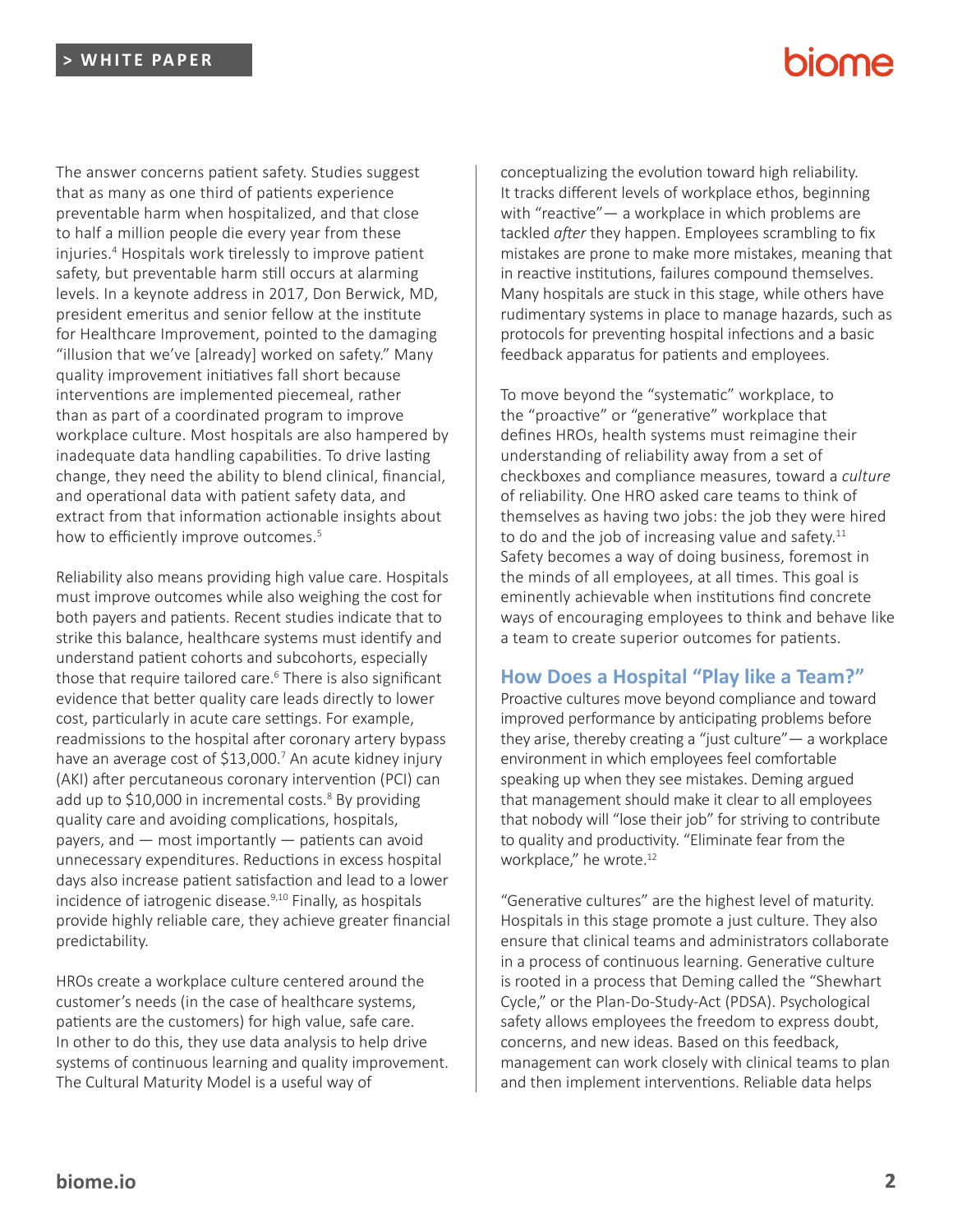The answer concerns patient safety. Studies suggest that as many as one third of patients experience preventable harm when hospitalized, and that close to half a million people die every year from these injuries.[4] Hospitals work tirelessly to improve patient safety, but preventable harm still occurs at alarming levels. In a keynote address in 2017, Don Berwick, MD, president emeritus and senior fellow at the institute for Healthcare Improvement, pointed to the damaging "illusion that we've [already] worked on safety." Many quality improvement initiatives fall short because interventions are implemented piecemeal, rather than as part of a coordinated program to improve workplace culture. Most hospitals are also hampered by inadequate data handling capabilities. To drive lasting change, they need the ability to blend clinical, financial, and operational data with patient safety data, and extract from that information actionable insights about how to efficiently improve outcomes.[5]

Reliability also means providing high value care. Hospitals must improve outcomes while also weighing the cost for both payers and patients. Recent studies indicate that to strike this balance, healthcare systems must identify and understand patient cohorts and subcohorts, especially those that require tailored care.[6] There is also significant evidence that better quality care leads directly to lower cost, particularly in acute care settings. For example, readmissions to the hospital after coronary artery bypass have an average cost of $13,000.[7] An acute kidney injury (AKI) after percutaneous coronary intervention (PCI) can add up to $10,000 in incremental costs.[8] By providing quality care and avoiding complications, hospitals, payers, and — most importantly — patients can avoid unnecessary expenditures. Reductions in excess hospital days also increase patient satisfaction and lead to a lower incidence of iatrogenic disease.[9,10] Finally, as hospitals provide highly reliable care, they achieve greater financial predictability.

HROs create a workplace culture centered around the customer's needs (in the case of healthcare systems, patients are the customers) for high value, safe care. In other to do this, they use data analysis to help drive systems of continuous learning and quality improvement. The Cultural Maturity Model is a useful way of conceptualizing the evolution toward high reliability. It tracks different levels of workplace ethos, beginning with "reactive"— a workplace in which problems are tackled *after* they happen. Employees scrambling to fix mistakes are prone to make more mistakes, meaning that in reactive institutions, failures compound themselves. Many hospitals are stuck in this stage, while others have rudimentary systems in place to manage hazards, such as protocols for preventing hospital infections and a basic feedback apparatus for patients and employees.

To move beyond the "systematic" workplace, to the "proactive" or "generative" workplace that defines HROs, health systems must reimagine their understanding of reliability away from a set of checkboxes and compliance measures, toward a *culture* of reliability. One HRO asked care teams to think of themselves as having two jobs: the job they were hired to do and the job of increasing value and safety.[11] Safety becomes a way of doing business, foremost in the minds of all employees, at all times. This goal is eminently achievable when institutions find concrete ways of encouraging employees to think and behave like a team to create superior outcomes for patients.

## How Does a Hospital "Play like a Team?"

Proactive cultures move beyond compliance and toward improved performance by anticipating problems before they arise, thereby creating a "just culture"— a workplace environment in which employees feel comfortable speaking up when they see mistakes. Deming argued that management should make it clear to all employees that nobody will "lose their job" for striving to contribute to quality and productivity. "Eliminate fear from the workplace," he wrote.[12]

"Generative cultures" are the highest level of maturity. Hospitals in this stage promote a just culture. They also ensure that clinical teams and administrators collaborate in a process of continuous learning. Generative culture is rooted in a process that Deming called the "Shewhart Cycle," or the Plan-Do-Study-Act (PDSA). Psychological safety allows employees the freedom to express doubt, concerns, and new ideas. Based on this feedback, management can work closely with clinical teams to plan and then implement interventions. Reliable data helps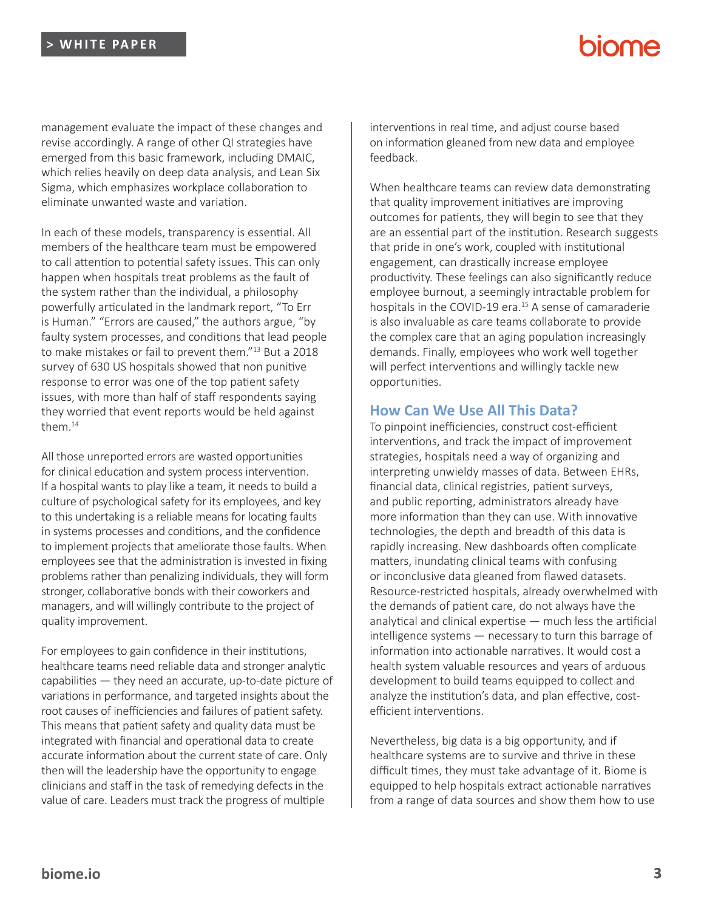management evaluate the impact of these changes and revise accordingly. A range of other QI strategies have emerged from this basic framework, including DMAIC, which relies heavily on deep data analysis, and Lean Six Sigma, which emphasizes workplace collaboration to eliminate unwanted waste and variation.

In each of these models, transparency is essential. All members of the healthcare team must be empowered to call attention to potential safety issues. This can only happen when hospitals treat problems as the fault of the system rather than the individual, a philosophy powerfully articulated in the landmark report, "To Err is Human." "Errors are caused," the authors argue, "by faulty system processes, and conditions that lead people to make mistakes or fail to prevent them."[13] But a 2018 survey of 630 US hospitals showed that non punitive response to error was one of the top patient safety issues, with more than half of staff respondents saying they worried that event reports would be held against them.[14]

All those unreported errors are wasted opportunities for clinical education and system process intervention. If a hospital wants to play like a team, it needs to build a culture of psychological safety for its employees, and key to this undertaking is a reliable means for locating faults in systems processes and conditions, and the confidence to implement projects that ameliorate those faults. When employees see that the administration is invested in fixing problems rather than penalizing individuals, they will form stronger, collaborative bonds with their coworkers and managers, and will willingly contribute to the project of quality improvement.

For employees to gain confidence in their institutions, healthcare teams need reliable data and stronger analytic capabilities — they need an accurate, up-to-date picture of variations in performance, and targeted insights about the root causes of inefficiencies and failures of patient safety. This means that patient safety and quality data must be integrated with financial and operational data to create accurate information about the current state of care. Only then will the leadership have the opportunity to engage clinicians and staff in the task of remedying defects in the value of care. Leaders must track the progress of multiple interventions in real time, and adjust course based on information gleaned from new data and employee feedback.

When healthcare teams can review data demonstrating that quality improvement initiatives are improving outcomes for patients, they will begin to see that they are an essential part of the institution. Research suggests that pride in one's work, coupled with institutional engagement, can drastically increase employee productivity. These feelings can also significantly reduce employee burnout, a seemingly intractable problem for hospitals in the COVID-19 era.[15] A sense of camaraderie is also invaluable as care teams collaborate to provide the complex care that an aging population increasingly demands. Finally, employees who work well together will perfect interventions and willingly tackle new opportunities.

## How Can We Use All This Data?

To pinpoint inefficiencies, construct cost-efficient interventions, and track the impact of improvement strategies, hospitals need a way of organizing and interpreting unwieldy masses of data. Between EHRs, financial data, clinical registries, patient surveys, and public reporting, administrators already have more information than they can use. With innovative technologies, the depth and breadth of this data is rapidly increasing. New dashboards often complicate matters, inundating clinical teams with confusing or inconclusive data gleaned from flawed datasets. Resource-restricted hospitals, already overwhelmed with the demands of patient care, do not always have the analytical and clinical expertise — much less the artificial intelligence systems — necessary to turn this barrage of information into actionable narratives. It would cost a health system valuable resources and years of arduous development to build teams equipped to collect and analyze the institution's data, and plan effective, cost-efficient interventions.

Nevertheless, big data is a big opportunity, and if healthcare systems are to survive and thrive in these difficult times, they must take advantage of it. Biome is equipped to help hospitals extract actionable narratives from a range of data sources and show them how to use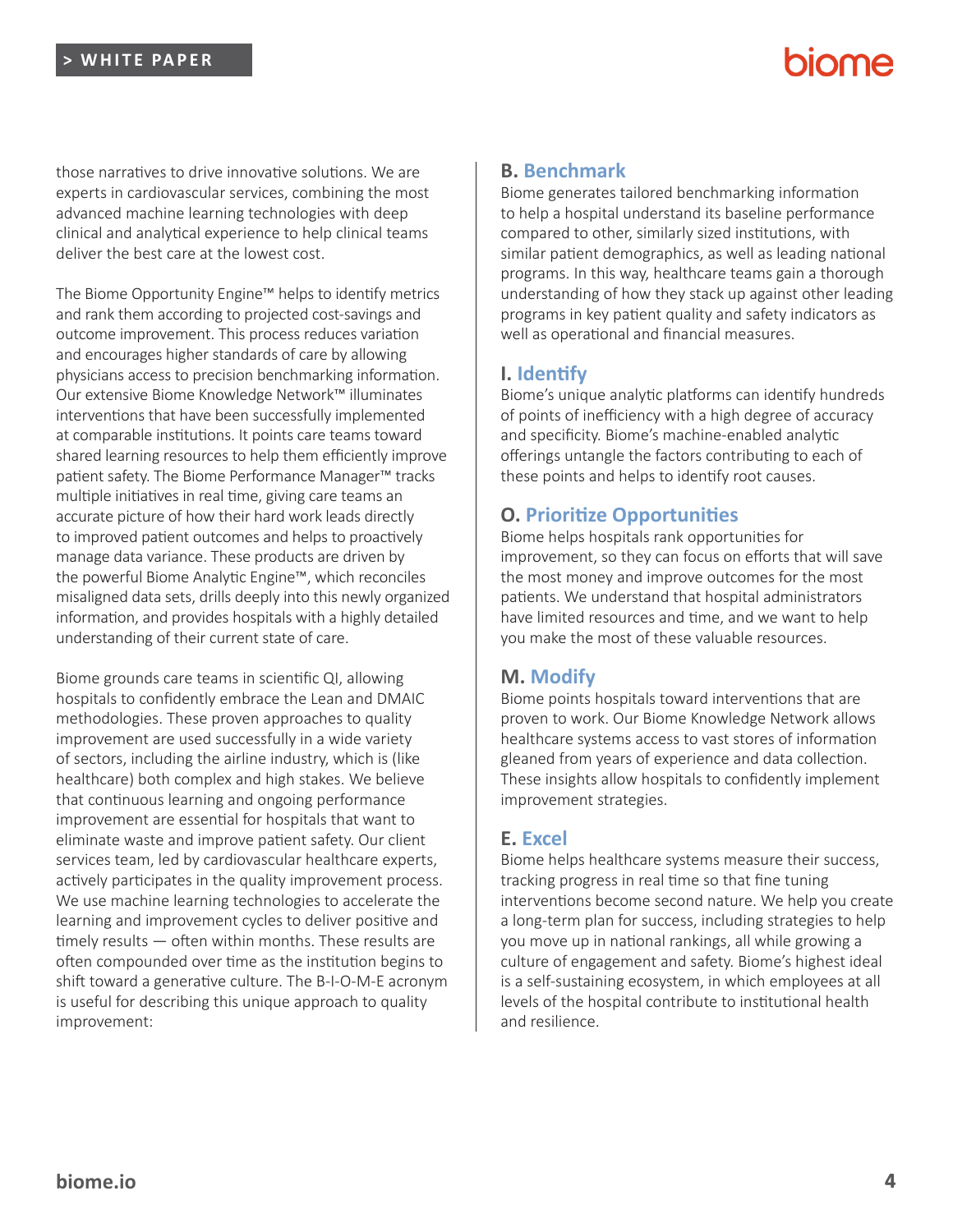those narratives to drive innovative solutions. We are experts in cardiovascular services, combining the most advanced machine learning technologies with deep clinical and analytical experience to help clinical teams deliver the best care at the lowest cost.

The Biome Opportunity Engine™ helps to identify metrics and rank them according to projected cost-savings and outcome improvement. This process reduces variation and encourages higher standards of care by allowing physicians access to precision benchmarking information. Our extensive Biome Knowledge Network™ illuminates interventions that have been successfully implemented at comparable institutions. It points care teams toward shared learning resources to help them efficiently improve patient safety. The Biome Performance Manager™ tracks multiple initiatives in real time, giving care teams an accurate picture of how their hard work leads directly to improved patient outcomes and helps to proactively manage data variance. These products are driven by the powerful Biome Analytic Engine™, which reconciles misaligned data sets, drills deeply into this newly organized information, and provides hospitals with a highly detailed understanding of their current state of care.

Biome grounds care teams in scientific QI, allowing hospitals to confidently embrace the Lean and DMAIC methodologies. These proven approaches to quality improvement are used successfully in a wide variety of sectors, including the airline industry, which is (like healthcare) both complex and high stakes. We believe that continuous learning and ongoing performance improvement are essential for hospitals that want to eliminate waste and improve patient safety. Our client services team, led by cardiovascular healthcare experts, actively participates in the quality improvement process. We use machine learning technologies to accelerate the learning and improvement cycles to deliver positive and timely results — often within months. These results are often compounded over time as the institution begins to shift toward a generative culture. The B-I-O-M-E acronym is useful for describing this unique approach to quality improvement:

### B. Benchmark

Biome generates tailored benchmarking information to help a hospital understand its baseline performance compared to other, similarly sized institutions, with similar patient demographics, as well as leading national programs. In this way, healthcare teams gain a thorough understanding of how they stack up against other leading programs in key patient quality and safety indicators as well as operational and financial measures.

### I. Identify

Biome's unique analytic platforms can identify hundreds of points of inefficiency with a high degree of accuracy and specificity. Biome's machine-enabled analytic offerings untangle the factors contributing to each of these points and helps to identify root causes.

### O. Prioritize Opportunities

Biome helps hospitals rank opportunities for improvement, so they can focus on efforts that will save the most money and improve outcomes for the most patients. We understand that hospital administrators have limited resources and time, and we want to help you make the most of these valuable resources.

### M. Modify

Biome points hospitals toward interventions that are proven to work. Our Biome Knowledge Network allows healthcare systems access to vast stores of information gleaned from years of experience and data collection. These insights allow hospitals to confidently implement improvement strategies.

### E. Excel

Biome helps healthcare systems measure their success, tracking progress in real time so that fine tuning interventions become second nature. We help you create a long-term plan for success, including strategies to help you move up in national rankings, all while growing a culture of engagement and safety. Biome's highest ideal is a self-sustaining ecosystem, in which employees at all levels of the hospital contribute to institutional health and resilience.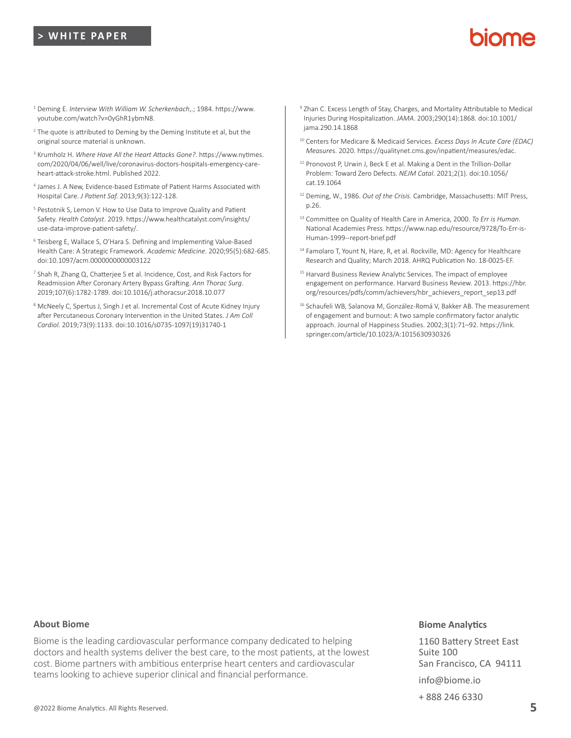[1] Deming E. *Interview With William W. Scherkenbach*,.; 1984. https://www.youtube.com/watch?v=0yGhR1ybmN8.

[2] The quote is attributed to Deming by the Deming Institute et al, but the original source material is unknown.

[3] Krumholz H. *Where Have All the Heart Attacks Gone?*. https://www.nytimes.com/2020/04/06/well/live/coronavirus-doctors-hospitals-emergency-care-heart-attack-stroke.html. Published 2022.

[4] James J. A New, Evidence-based Estimate of Patient Harms Associated with Hospital Care. *J Patient Saf.* 2013;9(3):122-128.

[5] Pestotnik S, Lemon V. How to Use Data to Improve Quality and Patient Safety. *Health Catalyst*. 2019. https://www.healthcatalyst.com/insights/use-data-improve-patient-safety/.

[6] Teisberg E, Wallace S, O'Hara S. Defining and Implementing Value-Based Health Care: A Strategic Framework. *Academic Medicine*. 2020;95(5):682-685. doi:10.1097/acm.0000000000003122

[7] Shah R, Zhang Q, Chatterjee S et al. Incidence, Cost, and Risk Factors for Readmission After Coronary Artery Bypass Grafting. *Ann Thorac Surg*. 2019;107(6):1782-1789. doi:10.1016/j.athoracsur.2018.10.077

[8] McNeely C, Spertus J, Singh J et al. Incremental Cost of Acute Kidney Injury after Percutaneous Coronary Intervention in the United States. *J Am Coll Cardiol.* 2019;73(9):1133. doi:10.1016/s0735-1097(19)31740-1

[9] Zhan C. Excess Length of Stay, Charges, and Mortality Attributable to Medical Injuries During Hospitalization. *JAMA*. 2003;290(14):1868. doi:10.1001/jama.290.14.1868

[10] Centers for Medicare & Medicaid Services. *Excess Days In Acute Care (EDAC) Measures*. 2020. https://qualitynet.cms.gov/inpatient/measures/edac.

[11] Pronovost P, Urwin J, Beck E et al. Making a Dent in the Trillion-Dollar Problem: Toward Zero Defects. *NEJM Catal*. 2021;2(1). doi:10.1056/cat.19.1064

[12] Deming, W., 1986. *Out of the Crisis*. Cambridge, Massachusetts: MIT Press, p.26.

[13] Committee on Quality of Health Care in America, 2000. *To Err is Human*. National Academies Press. https://www.nap.edu/resource/9728/To-Err-is-Human-1999--report-brief.pdf

[14] Famolaro T, Yount N, Hare, R, et al. Rockville, MD: Agency for Healthcare Research and Quality; March 2018. AHRQ Publication No. 18-0025-EF.

[15] Harvard Business Review Analytic Services. The impact of employee engagement on performance. Harvard Business Review. 2013. https://hbr.org/resources/pdfs/comm/achievers/hbr_achievers_report_sep13.pdf

[16] Schaufeli WB, Salanova M, González-Romá V, Bakker AB. The measurement of engagement and burnout: A two sample confirmatory factor analytic approach. Journal of Happiness Studies. 2002;3(1):71–92. https://link.springer.com/article/10.1023/A:1015630930326

### About Biome

Biome is the leading cardiovascular performance company dedicated to helping doctors and health systems deliver the best care, to the most patients, at the lowest cost. Biome partners with ambitious enterprise heart centers and cardiovascular teams looking to achieve superior clinical and financial performance.

### Biome Analytics

1160 Battery Street East
Suite 100
San Francisco, CA 94111

info@biome.io

+ 888 246 6330

@2022 Biome Analytics. All Rights Reserved.